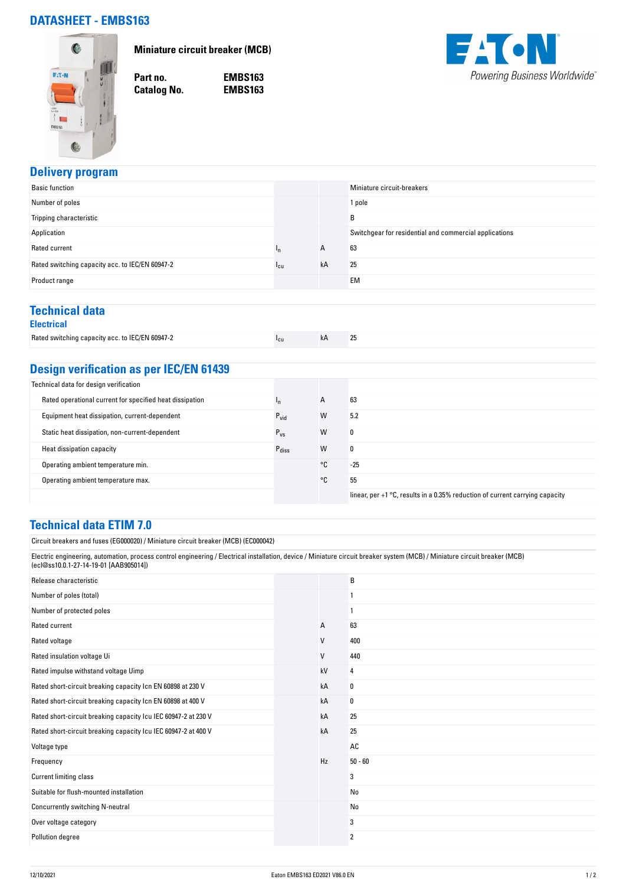# DATASHEET - EMBS163

**Miniature circuit breaker (MCB)**

| | |
|---|---|
| **Part no.** | **EMBS163** |
| **Catalog No.** | **EMBS163** |

## Delivery program

| | | | |
|---|---|---|---|
| Basic function | | | Miniature circuit-breakers |
| Number of poles | | | 1 pole |
| Tripping characteristic | | | B |
| Application | | | Switchgear for residential and commercial applications |
| Rated current | $I_n$ | A | 63 |
| Rated switching capacity acc. to IEC/EN 60947-2 | $I_{cu}$ | kA | 25 |
| Product range | | | EM |

## Technical data

### Electrical

| | | | |
|---|---|---|---|
| Rated switching capacity acc. to IEC/EN 60947-2 | $I_{cu}$ | kA | 25 |

## Design verification as per IEC/EN 61439

| | | | |
|---|---|---|---|
| Technical data for design verification | | | |
| Rated operational current for specified heat dissipation | $I_n$ | A | 63 |
| Equipment heat dissipation, current-dependent | $P_{vid}$ | W | 5.2 |
| Static heat dissipation, non-current-dependent | $P_{vs}$ | W | 0 |
| Heat dissipation capacity | $P_{diss}$ | W | 0 |
| Operating ambient temperature min. | | °C | -25 |
| Operating ambient temperature max. | | °C | 55 |
| | | | linear, per +1 °C, results in a 0.35% reduction of current carrying capacity |

## Technical data ETIM 7.0

Circuit breakers and fuses (EG000020) / Miniature circuit breaker (MCB) (EC000042)

Electric engineering, automation, process control engineering / Electrical installation, device / Miniature circuit breaker system (MCB) / Miniature circuit breaker (MCB) (ecl@ss10.0.1-27-14-19-01 [AAB905014])

| | | | |
|---|---|---|---|
| Release characteristic | | | B |
| Number of poles (total) | | | 1 |
| Number of protected poles | | | 1 |
| Rated current | | A | 63 |
| Rated voltage | | V | 400 |
| Rated insulation voltage Ui | | V | 440 |
| Rated impulse withstand voltage Uimp | | kV | 4 |
| Rated short-circuit breaking capacity Icn EN 60898 at 230 V | | kA | 0 |
| Rated short-circuit breaking capacity Icn EN 60898 at 400 V | | kA | 0 |
| Rated short-circuit breaking capacity Icu IEC 60947-2 at 230 V | | kA | 25 |
| Rated short-circuit breaking capacity Icu IEC 60947-2 at 400 V | | kA | 25 |
| Voltage type | | | AC |
| Frequency | | Hz | 50 - 60 |
| Current limiting class | | | 3 |
| Suitable for flush-mounted installation | | | No |
| Concurrently switching N-neutral | | | No |
| Over voltage category | | | 3 |
| Pollution degree | | | 2 |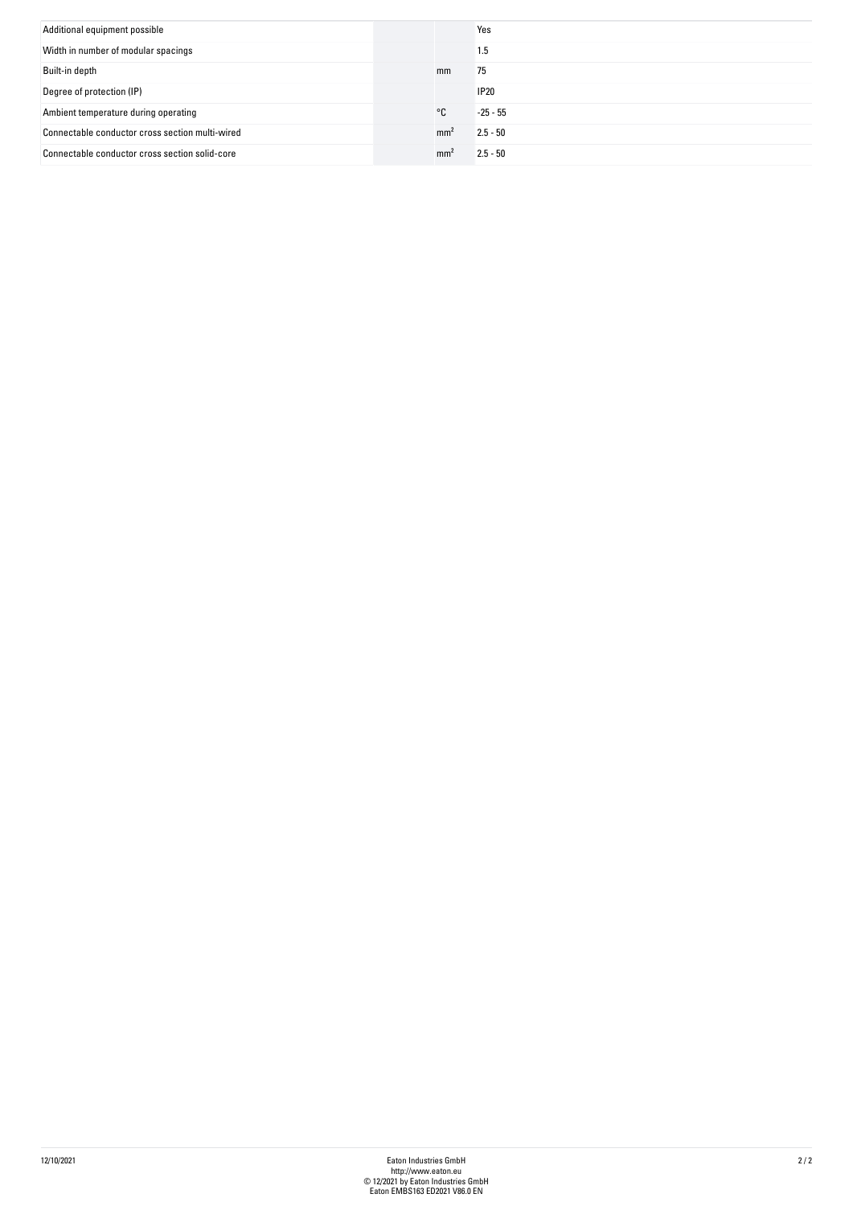| | | |
|---|---|---|
| Additional equipment possible | | Yes |
| Width in number of modular spacings | | 1.5 |
| Built-in depth | mm | 75 |
| Degree of protection (IP) | | IP20 |
| Ambient temperature during operating | °C | -25 - 55 |
| Connectable conductor cross section multi-wired | $mm^2$ | 2.5 - 50 |
| Connectable conductor cross section solid-core | $mm^2$ | 2.5 - 50 |